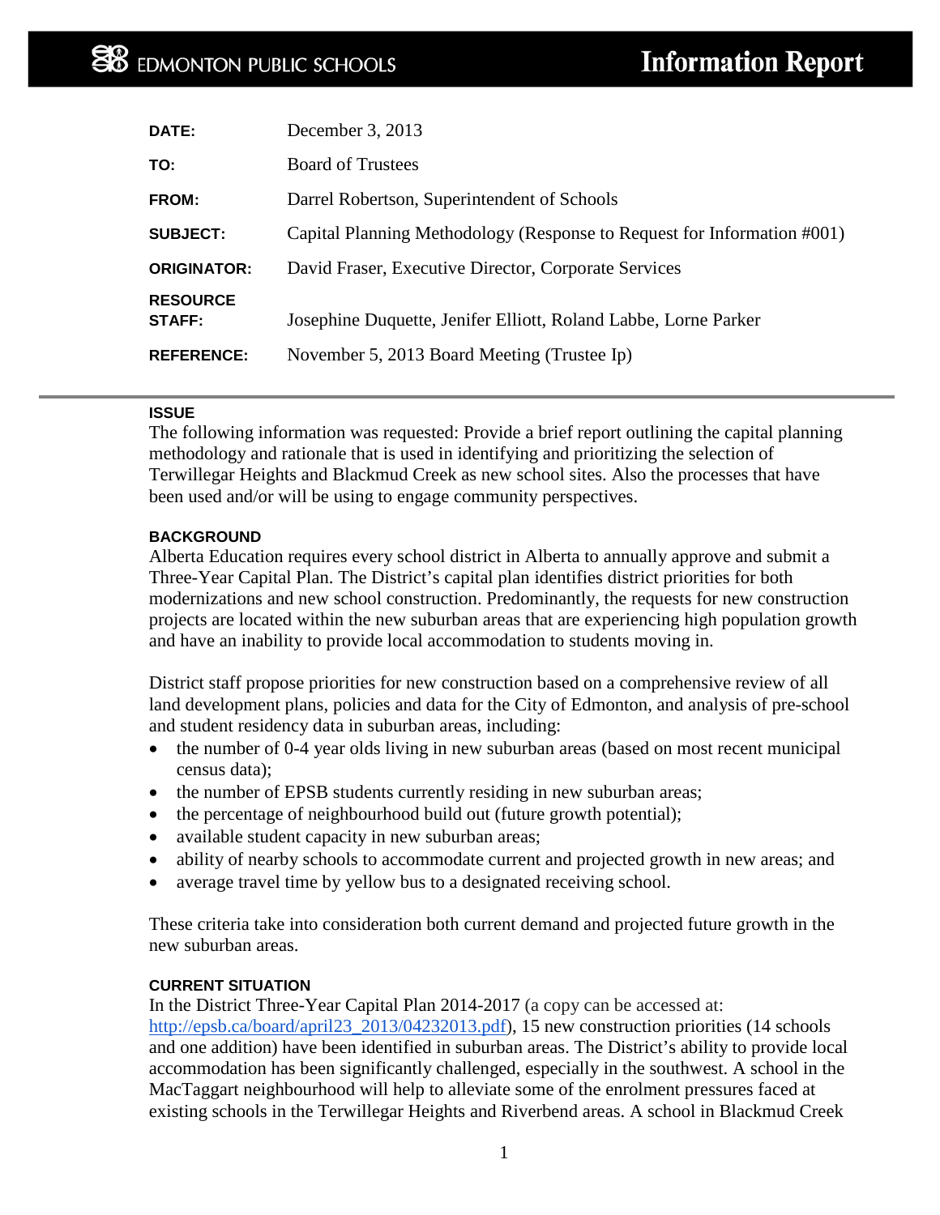EDMONTON PUBLIC SCHOOLS

# Information Report

| | |
|---|---|
| **DATE:** | December 3, 2013 |
| **TO:** | Board of Trustees |
| **FROM:** | Darrel Robertson, Superintendent of Schools |
| **SUBJECT:** | Capital Planning Methodology (Response to Request for Information #001) |
| **ORIGINATOR:** | David Fraser, Executive Director, Corporate Services |
| **RESOURCE STAFF:** | Josephine Duquette, Jenifer Elliott, Roland Labbe, Lorne Parker |
| **REFERENCE:** | November 5, 2013 Board Meeting (Trustee Ip) |

### ISSUE

The following information was requested: Provide a brief report outlining the capital planning methodology and rationale that is used in identifying and prioritizing the selection of Terwillegar Heights and Blackmud Creek as new school sites. Also the processes that have been used and/or will be using to engage community perspectives.

### BACKGROUND

Alberta Education requires every school district in Alberta to annually approve and submit a Three-Year Capital Plan. The District's capital plan identifies district priorities for both modernizations and new school construction. Predominantly, the requests for new construction projects are located within the new suburban areas that are experiencing high population growth and have an inability to provide local accommodation to students moving in.

District staff propose priorities for new construction based on a comprehensive review of all land development plans, policies and data for the City of Edmonton, and analysis of pre-school and student residency data in suburban areas, including:

- the number of 0-4 year olds living in new suburban areas (based on most recent municipal census data);
- the number of EPSB students currently residing in new suburban areas;
- the percentage of neighbourhood build out (future growth potential);
- available student capacity in new suburban areas;
- ability of nearby schools to accommodate current and projected growth in new areas; and
- average travel time by yellow bus to a designated receiving school.

These criteria take into consideration both current demand and projected future growth in the new suburban areas.

### CURRENT SITUATION

In the District Three-Year Capital Plan 2014-2017 (a copy can be accessed at: http://epsb.ca/board/april23_2013/04232013.pdf), 15 new construction priorities (14 schools and one addition) have been identified in suburban areas. The District's ability to provide local accommodation has been significantly challenged, especially in the southwest. A school in the MacTaggart neighbourhood will help to alleviate some of the enrolment pressures faced at existing schools in the Terwillegar Heights and Riverbend areas. A school in Blackmud Creek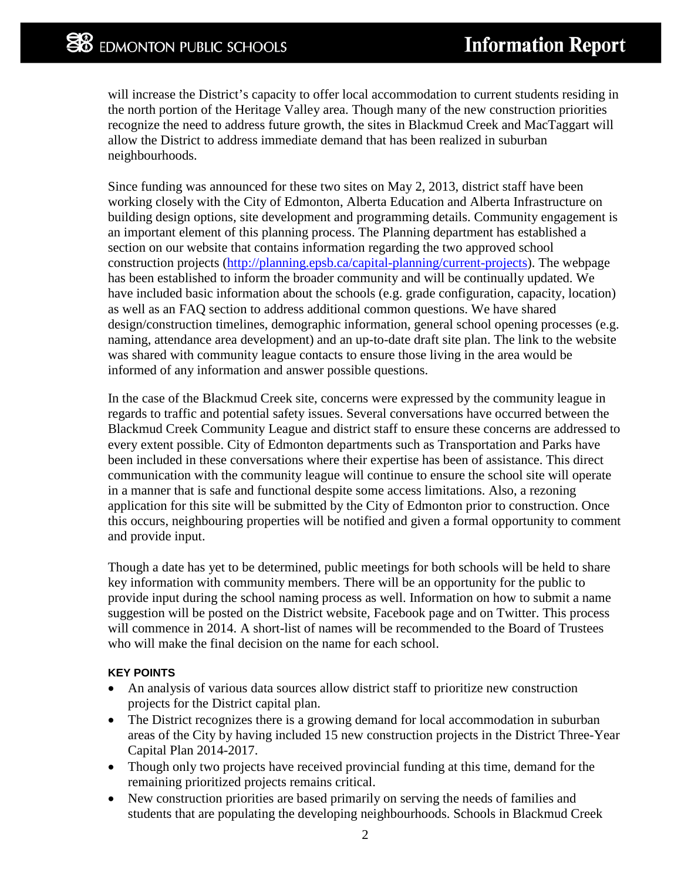will increase the District's capacity to offer local accommodation to current students residing in the north portion of the Heritage Valley area. Though many of the new construction priorities recognize the need to address future growth, the sites in Blackmud Creek and MacTaggart will allow the District to address immediate demand that has been realized in suburban neighbourhoods.

Since funding was announced for these two sites on May 2, 2013, district staff have been working closely with the City of Edmonton, Alberta Education and Alberta Infrastructure on building design options, site development and programming details. Community engagement is an important element of this planning process. The Planning department has established a section on our website that contains information regarding the two approved school construction projects (http://planning.epsb.ca/capital-planning/current-projects). The webpage has been established to inform the broader community and will be continually updated. We have included basic information about the schools (e.g. grade configuration, capacity, location) as well as an FAQ section to address additional common questions. We have shared design/construction timelines, demographic information, general school opening processes (e.g. naming, attendance area development) and an up-to-date draft site plan. The link to the website was shared with community league contacts to ensure those living in the area would be informed of any information and answer possible questions.

In the case of the Blackmud Creek site, concerns were expressed by the community league in regards to traffic and potential safety issues. Several conversations have occurred between the Blackmud Creek Community League and district staff to ensure these concerns are addressed to every extent possible. City of Edmonton departments such as Transportation and Parks have been included in these conversations where their expertise has been of assistance. This direct communication with the community league will continue to ensure the school site will operate in a manner that is safe and functional despite some access limitations. Also, a rezoning application for this site will be submitted by the City of Edmonton prior to construction. Once this occurs, neighbouring properties will be notified and given a formal opportunity to comment and provide input.

Though a date has yet to be determined, public meetings for both schools will be held to share key information with community members. There will be an opportunity for the public to provide input during the school naming process as well. Information on how to submit a name suggestion will be posted on the District website, Facebook page and on Twitter. This process will commence in 2014. A short-list of names will be recommended to the Board of Trustees who will make the final decision on the name for each school.

**KEY POINTS**

- An analysis of various data sources allow district staff to prioritize new construction projects for the District capital plan.
- The District recognizes there is a growing demand for local accommodation in suburban areas of the City by having included 15 new construction projects in the District Three-Year Capital Plan 2014-2017.
- Though only two projects have received provincial funding at this time, demand for the remaining prioritized projects remains critical.
- New construction priorities are based primarily on serving the needs of families and students that are populating the developing neighbourhoods. Schools in Blackmud Creek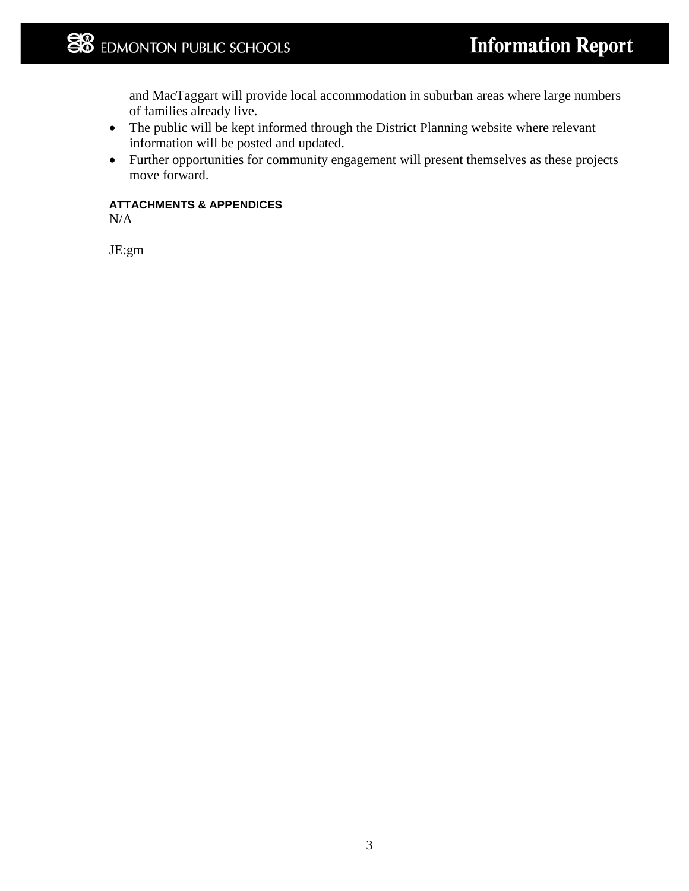and MacTaggart will provide local accommodation in suburban areas where large numbers of families already live.

- The public will be kept informed through the District Planning website where relevant information will be posted and updated.
- Further opportunities for community engagement will present themselves as these projects move forward.

**ATTACHMENTS & APPENDICES**

N/A

JE:gm